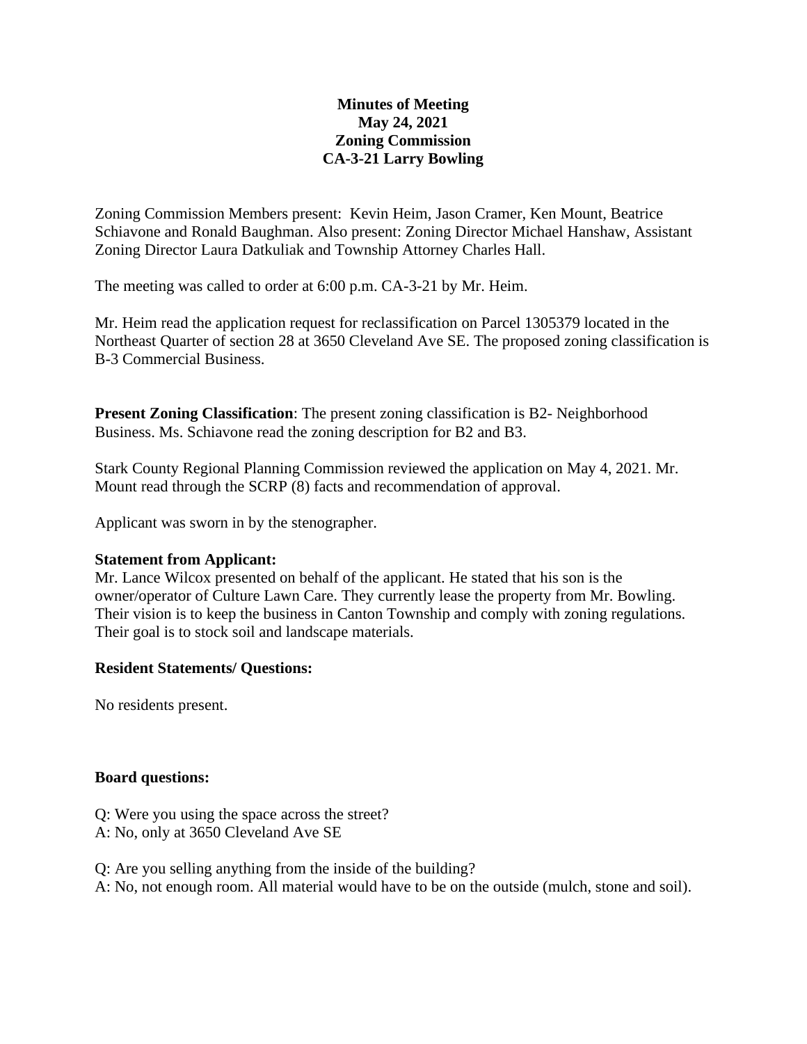**Minutes of Meeting**
**May 24, 2021**
**Zoning Commission**
**CA-3-21 Larry Bowling**

Zoning Commission Members present: Kevin Heim, Jason Cramer, Ken Mount, Beatrice Schiavone and Ronald Baughman. Also present: Zoning Director Michael Hanshaw, Assistant Zoning Director Laura Datkuliak and Township Attorney Charles Hall.

The meeting was called to order at 6:00 p.m. CA-3-21 by Mr. Heim.

Mr. Heim read the application request for reclassification on Parcel 1305379 located in the Northeast Quarter of section 28 at 3650 Cleveland Ave SE. The proposed zoning classification is B-3 Commercial Business.

**Present Zoning Classification**: The present zoning classification is B2- Neighborhood Business. Ms. Schiavone read the zoning description for B2 and B3.

Stark County Regional Planning Commission reviewed the application on May 4, 2021. Mr. Mount read through the SCRP (8) facts and recommendation of approval.

Applicant was sworn in by the stenographer.

**Statement from Applicant:**
Mr. Lance Wilcox presented on behalf of the applicant. He stated that his son is the owner/operator of Culture Lawn Care. They currently lease the property from Mr. Bowling. Their vision is to keep the business in Canton Township and comply with zoning regulations. Their goal is to stock soil and landscape materials.

**Resident Statements/ Questions:**

No residents present.

**Board questions:**

Q: Were you using the space across the street?
A: No, only at 3650 Cleveland Ave SE

Q: Are you selling anything from the inside of the building?
A: No, not enough room. All material would have to be on the outside (mulch, stone and soil).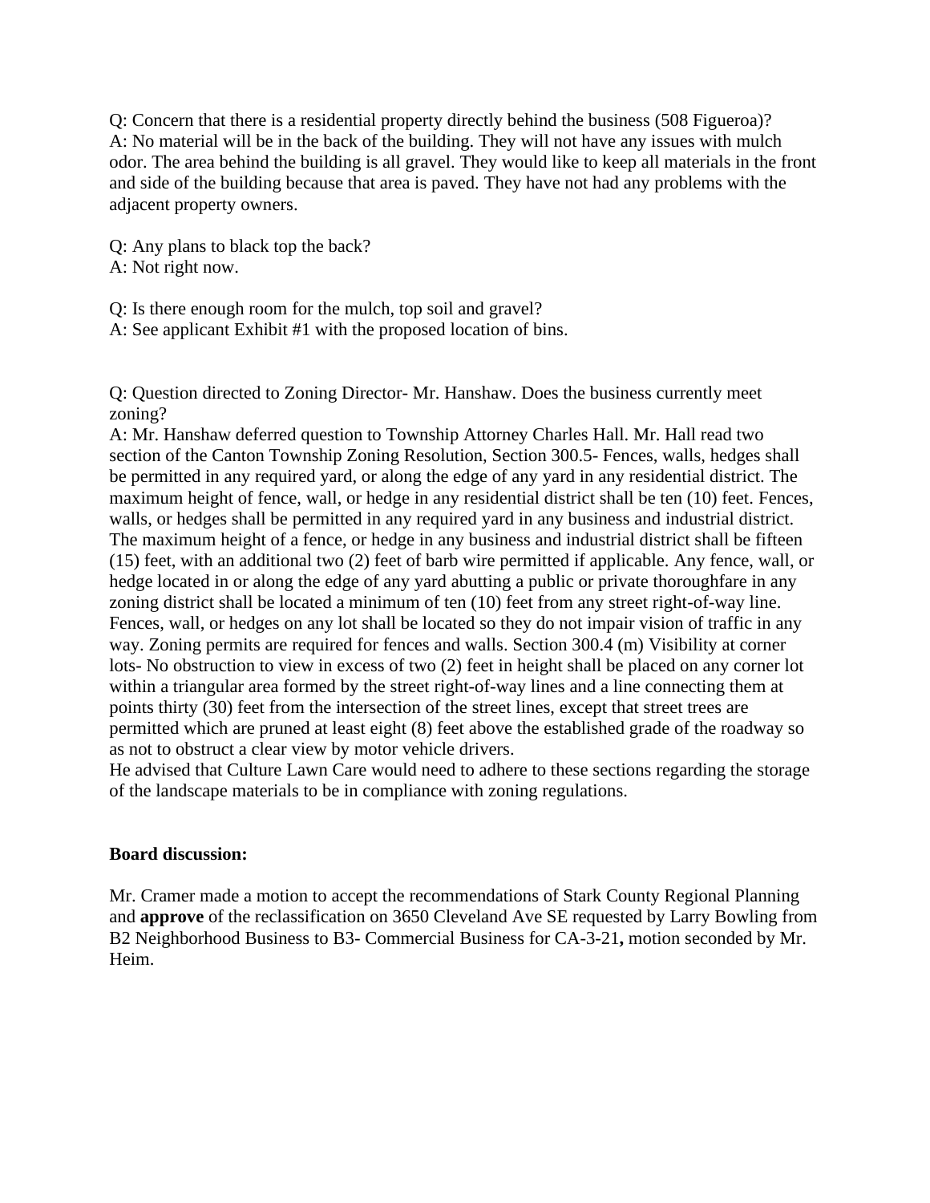Q: Concern that there is a residential property directly behind the business (508 Figueroa)?
A: No material will be in the back of the building. They will not have any issues with mulch odor. The area behind the building is all gravel. They would like to keep all materials in the front and side of the building because that area is paved. They have not had any problems with the adjacent property owners.

Q: Any plans to black top the back?
A: Not right now.

Q: Is there enough room for the mulch, top soil and gravel?
A: See applicant Exhibit #1 with the proposed location of bins.

Q: Question directed to Zoning Director- Mr. Hanshaw. Does the business currently meet zoning?
A: Mr. Hanshaw deferred question to Township Attorney Charles Hall. Mr. Hall read two section of the Canton Township Zoning Resolution, Section 300.5- Fences, walls, hedges shall be permitted in any required yard, or along the edge of any yard in any residential district. The maximum height of fence, wall, or hedge in any residential district shall be ten (10) feet. Fences, walls, or hedges shall be permitted in any required yard in any business and industrial district. The maximum height of a fence, or hedge in any business and industrial district shall be fifteen (15) feet, with an additional two (2) feet of barb wire permitted if applicable. Any fence, wall, or hedge located in or along the edge of any yard abutting a public or private thoroughfare in any zoning district shall be located a minimum of ten (10) feet from any street right-of-way line. Fences, wall, or hedges on any lot shall be located so they do not impair vision of traffic in any way. Zoning permits are required for fences and walls. Section 300.4 (m) Visibility at corner lots- No obstruction to view in excess of two (2) feet in height shall be placed on any corner lot within a triangular area formed by the street right-of-way lines and a line connecting them at points thirty (30) feet from the intersection of the street lines, except that street trees are permitted which are pruned at least eight (8) feet above the established grade of the roadway so as not to obstruct a clear view by motor vehicle drivers.
He advised that Culture Lawn Care would need to adhere to these sections regarding the storage of the landscape materials to be in compliance with zoning regulations.

**Board discussion:**

Mr. Cramer made a motion to accept the recommendations of Stark County Regional Planning and **approve** of the reclassification on 3650 Cleveland Ave SE requested by Larry Bowling from B2 Neighborhood Business to B3- Commercial Business for CA-3-21**,** motion seconded by Mr. Heim.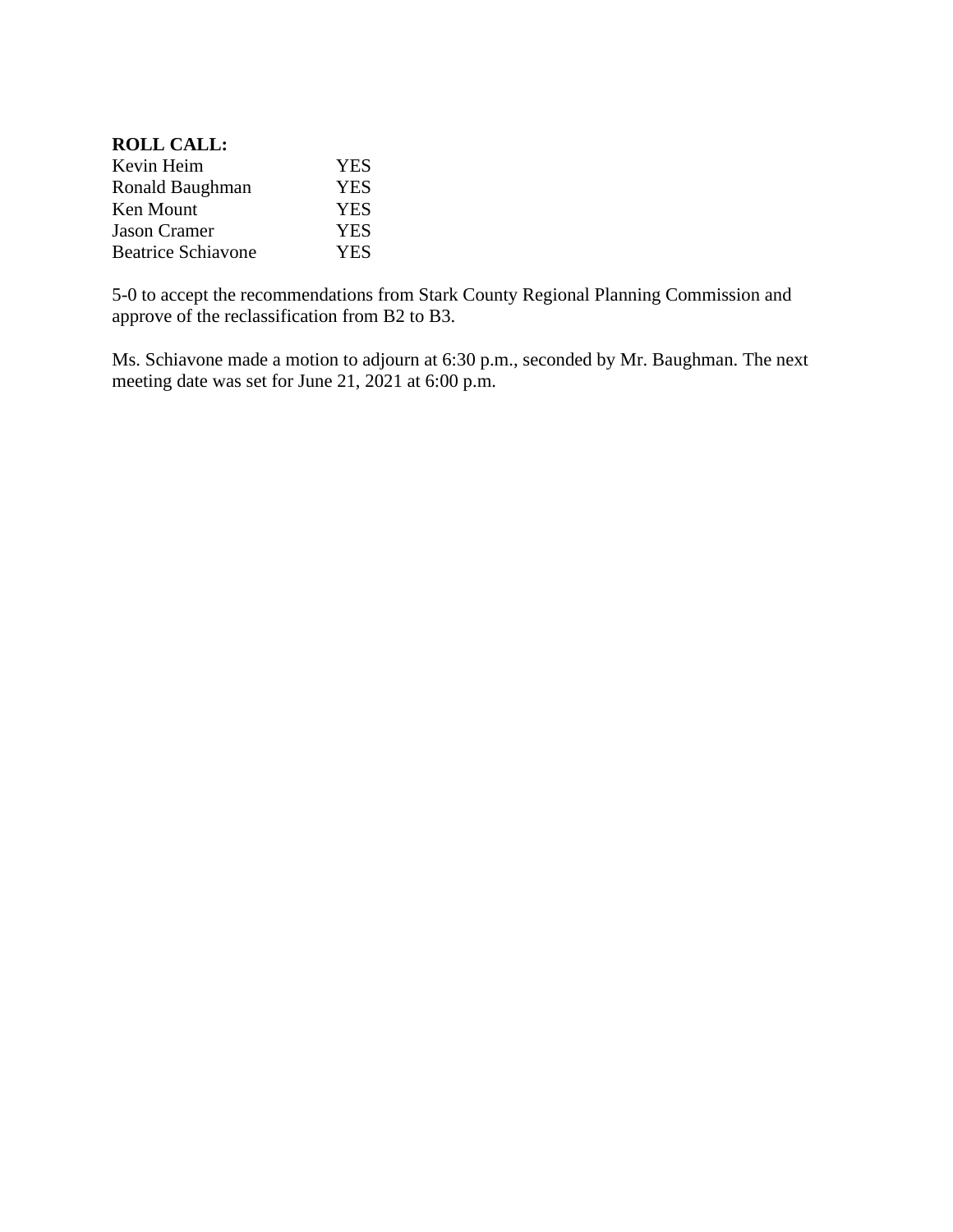**ROLL CALL:**

| | |
|---|---|
| Kevin Heim | YES |
| Ronald Baughman | YES |
| Ken Mount | YES |
| Jason Cramer | YES |
| Beatrice Schiavone | YES |

5-0 to accept the recommendations from Stark County Regional Planning Commission and approve of the reclassification from B2 to B3.

Ms. Schiavone made a motion to adjourn at 6:30 p.m., seconded by Mr. Baughman. The next meeting date was set for June 21, 2021 at 6:00 p.m.